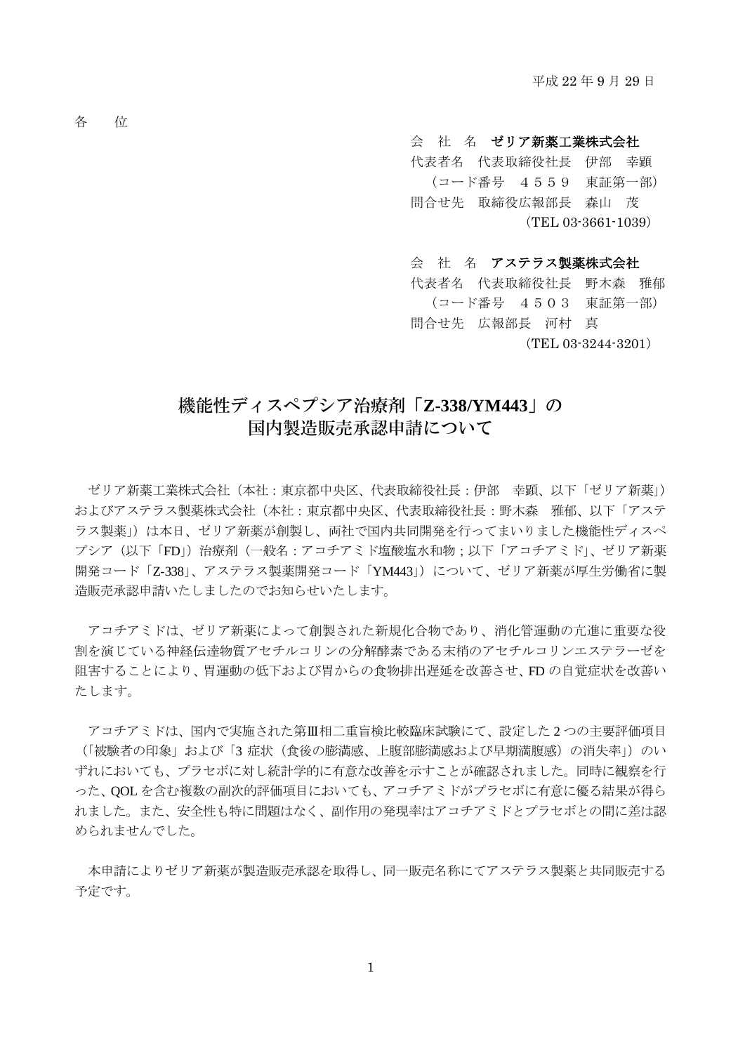平成 22 年 9 月 29 日

各　位

会　社　名　**ゼリア新薬工業株式会社**
代表者名　代表取締役社長　伊部　幸顕
（コード番号　４５５９　東証第一部）
問合せ先　取締役広報部長　森山　茂
（TEL 03-3661-1039）

会　社　名　**アステラス製薬株式会社**
代表者名　代表取締役社長　野木森　雅郁
（コード番号　４５０３　東証第一部）
問合せ先　広報部長　河村　真
（TEL 03-3244-3201）

# 機能性ディスペプシア治療剤「Z-338/YM443」の国内製造販売承認申請について

ゼリア新薬工業株式会社（本社：東京都中央区、代表取締役社長：伊部　幸顕、以下「ゼリア新薬」）およびアステラス製薬株式会社（本社：東京都中央区、代表取締役社長：野木森　雅郁、以下「アステラス製薬」）は本日、ゼリア新薬が創製し、両社で国内共同開発を行ってまいりました機能性ディスペプシア（以下「FD」）治療剤（一般名：アコチアミド塩酸塩水和物；以下「アコチアミド」、ゼリア新薬開発コード「Z-338」、アステラス製薬開発コード「YM443」）について、ゼリア新薬が厚生労働省に製造販売承認申請いたしましたのでお知らせいたします。

アコチアミドは、ゼリア新薬によって創製された新規化合物であり、消化管運動の亢進に重要な役割を演じている神経伝達物質アセチルコリンの分解酵素である末梢のアセチルコリンエステラーゼを阻害することにより、胃運動の低下および胃からの食物排出遅延を改善させ、FD の自覚症状を改善いたします。

アコチアミドは、国内で実施された第Ⅲ相二重盲検比較臨床試験にて、設定した 2 つの主要評価項目（「被験者の印象」および「3 症状（食後の膨満感、上腹部膨満感および早期満腹感）の消失率」）のいずれにおいても、プラセボに対し統計学的に有意な改善を示すことが確認されました。同時に観察を行った、QOL を含む複数の副次的評価項目においても、アコチアミドがプラセボに有意に優る結果が得られました。また、安全性も特に問題はなく、副作用の発現率はアコチアミドとプラセボとの間に差は認められませんでした。

本申請によりゼリア新薬が製造販売承認を取得し、同一販売名称にてアステラス製薬と共同販売する予定です。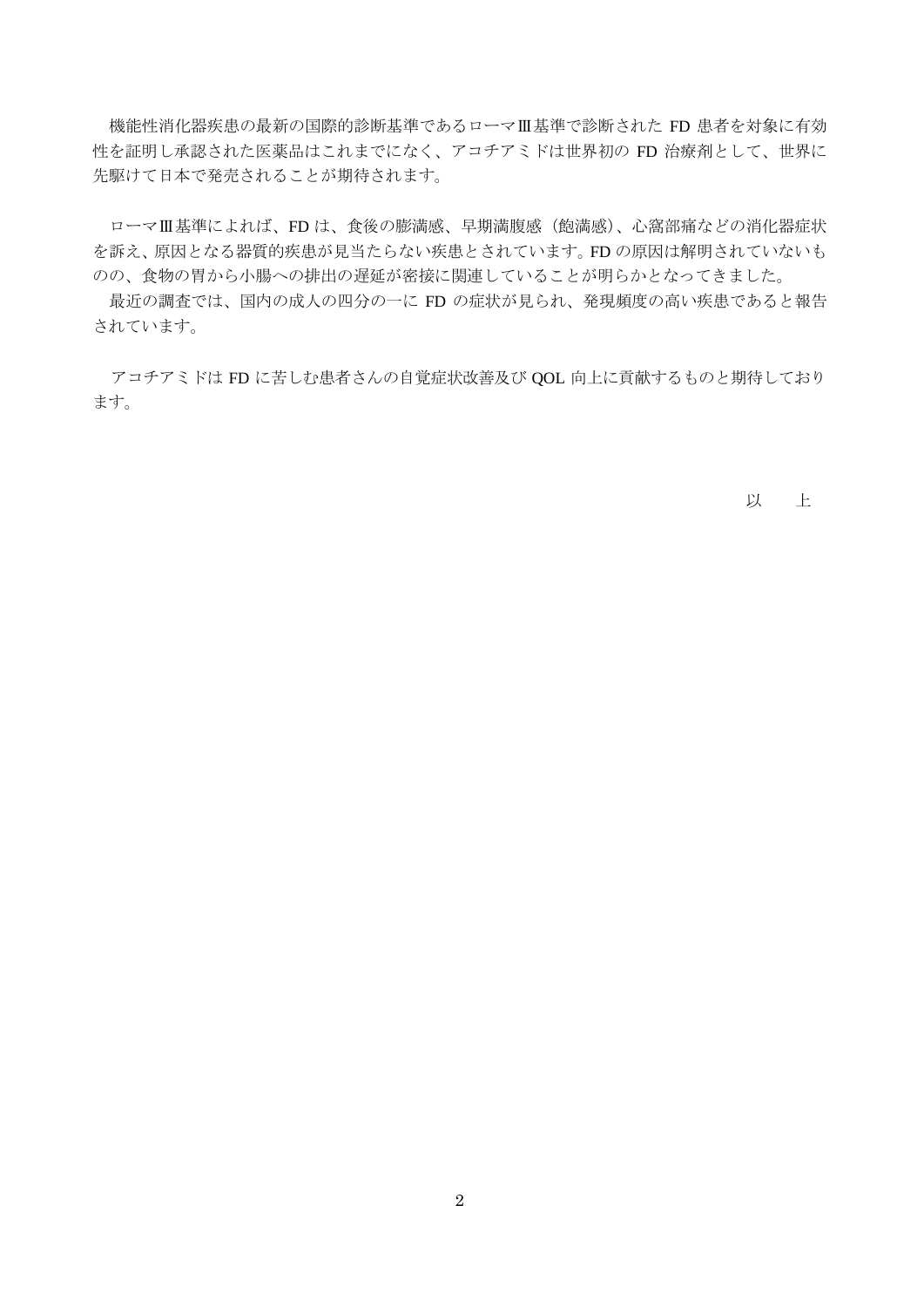機能性消化器疾患の最新の国際的診断基準であるローマⅢ基準で診断された FD 患者を対象に有効性を証明し承認された医薬品はこれまでになく、アコチアミドは世界初の FD 治療剤として、世界に先駆けて日本で発売されることが期待されます。

ローマⅢ基準によれば、FD は、食後の膨満感、早期満腹感（飽満感）、心窩部痛などの消化器症状を訴え、原因となる器質的疾患が見当たらない疾患とされています。FD の原因は解明されていないものの、食物の胃から小腸への排出の遅延が密接に関連していることが明らかとなってきました。

最近の調査では、国内の成人の四分の一に FD の症状が見られ、発現頻度の高い疾患であると報告されています。

アコチアミドは FD に苦しむ患者さんの自覚症状改善及び QOL 向上に貢献するものと期待しております。

以　上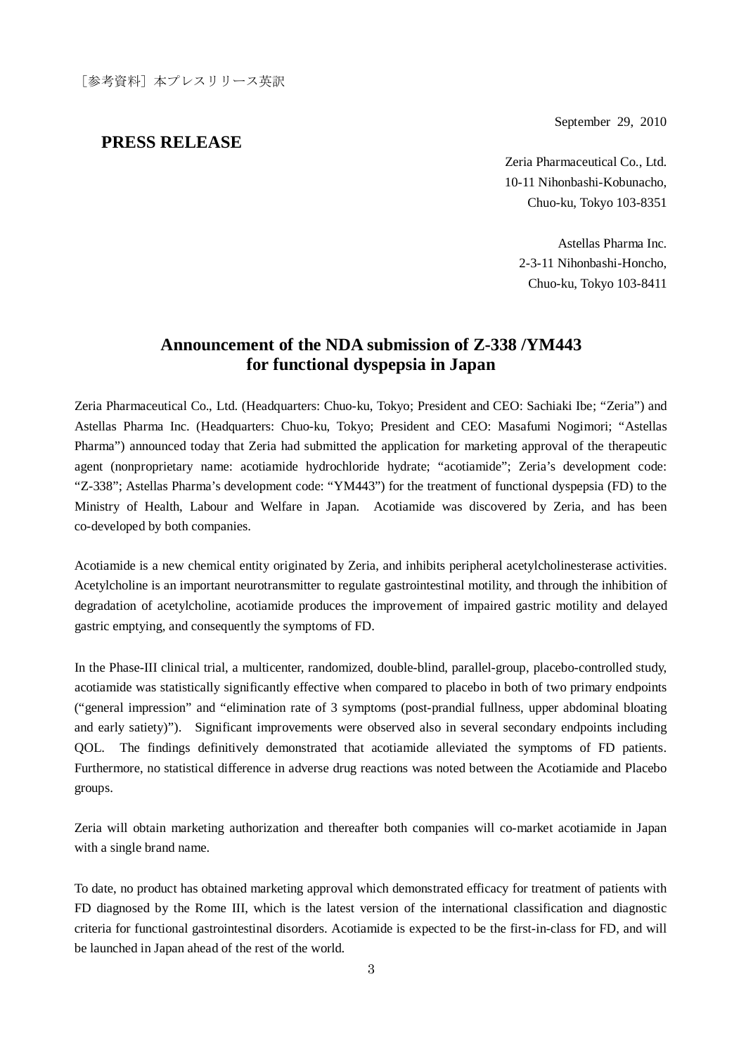［参考資料］本プレスリリース英訳

September 29, 2010

**PRESS RELEASE**

Zeria Pharmaceutical Co., Ltd.
10-11 Nihonbashi-Kobunacho,
Chuo-ku, Tokyo 103-8351

Astellas Pharma Inc.
2-3-11 Nihonbashi-Honcho,
Chuo-ku, Tokyo 103-8411

## Announcement of the NDA submission of Z-338 /YM443 for functional dyspepsia in Japan

Zeria Pharmaceutical Co., Ltd. (Headquarters: Chuo-ku, Tokyo; President and CEO: Sachiaki Ibe; "Zeria") and Astellas Pharma Inc. (Headquarters: Chuo-ku, Tokyo; President and CEO: Masafumi Nogimori; "Astellas Pharma") announced today that Zeria had submitted the application for marketing approval of the therapeutic agent (nonproprietary name: acotiamide hydrochloride hydrate; "acotiamide"; Zeria's development code: "Z-338"; Astellas Pharma's development code: "YM443") for the treatment of functional dyspepsia (FD) to the Ministry of Health, Labour and Welfare in Japan. Acotiamide was discovered by Zeria, and has been co-developed by both companies.

Acotiamide is a new chemical entity originated by Zeria, and inhibits peripheral acetylcholinesterase activities. Acetylcholine is an important neurotransmitter to regulate gastrointestinal motility, and through the inhibition of degradation of acetylcholine, acotiamide produces the improvement of impaired gastric motility and delayed gastric emptying, and consequently the symptoms of FD.

In the Phase-III clinical trial, a multicenter, randomized, double-blind, parallel-group, placebo-controlled study, acotiamide was statistically significantly effective when compared to placebo in both of two primary endpoints ("general impression" and "elimination rate of 3 symptoms (post-prandial fullness, upper abdominal bloating and early satiety)"). Significant improvements were observed also in several secondary endpoints including QOL. The findings definitively demonstrated that acotiamide alleviated the symptoms of FD patients. Furthermore, no statistical difference in adverse drug reactions was noted between the Acotiamide and Placebo groups.

Zeria will obtain marketing authorization and thereafter both companies will co-market acotiamide in Japan with a single brand name.

To date, no product has obtained marketing approval which demonstrated efficacy for treatment of patients with FD diagnosed by the Rome III, which is the latest version of the international classification and diagnostic criteria for functional gastrointestinal disorders. Acotiamide is expected to be the first-in-class for FD, and will be launched in Japan ahead of the rest of the world.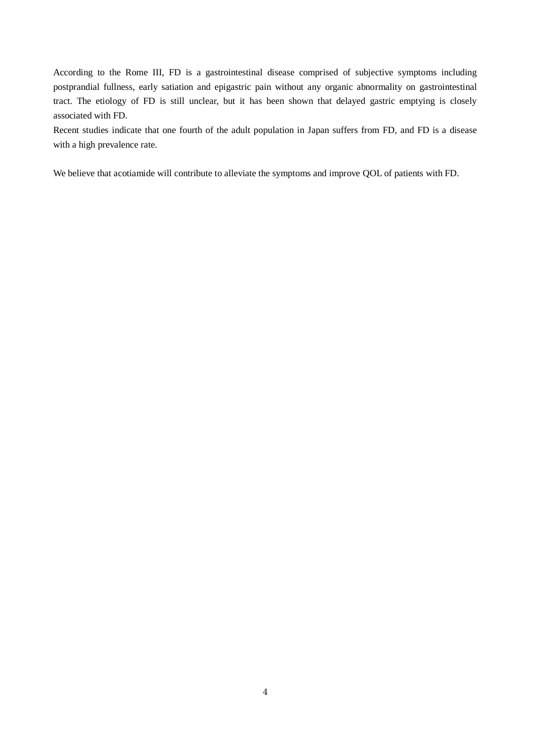According to the Rome III, FD is a gastrointestinal disease comprised of subjective symptoms including postprandial fullness, early satiation and epigastric pain without any organic abnormality on gastrointestinal tract. The etiology of FD is still unclear, but it has been shown that delayed gastric emptying is closely associated with FD.

Recent studies indicate that one fourth of the adult population in Japan suffers from FD, and FD is a disease with a high prevalence rate.

We believe that acotiamide will contribute to alleviate the symptoms and improve QOL of patients with FD.